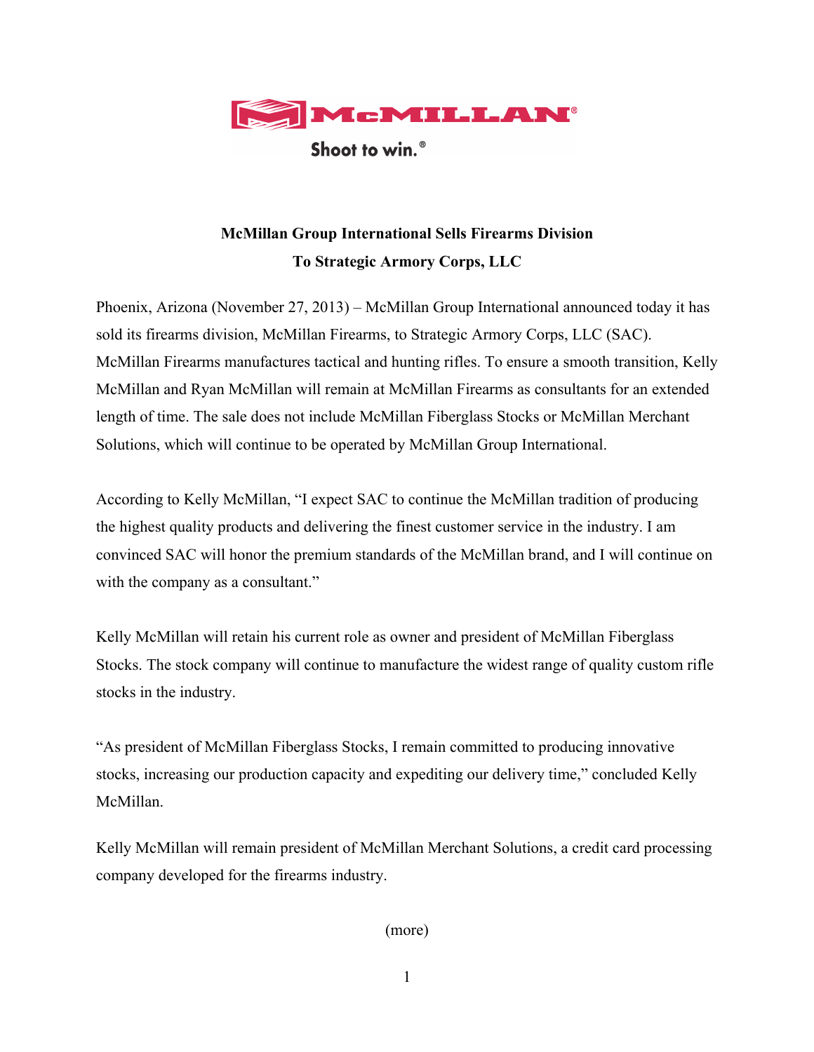McMILLAN®

Shoot to win.®

**McMillan Group International Sells Firearms Division**
**To Strategic Armory Corps, LLC**

Phoenix, Arizona (November 27, 2013) – McMillan Group International announced today it has sold its firearms division, McMillan Firearms, to Strategic Armory Corps, LLC (SAC). McMillan Firearms manufactures tactical and hunting rifles. To ensure a smooth transition, Kelly McMillan and Ryan McMillan will remain at McMillan Firearms as consultants for an extended length of time. The sale does not include McMillan Fiberglass Stocks or McMillan Merchant Solutions, which will continue to be operated by McMillan Group International.

According to Kelly McMillan, "I expect SAC to continue the McMillan tradition of producing the highest quality products and delivering the finest customer service in the industry. I am convinced SAC will honor the premium standards of the McMillan brand, and I will continue on with the company as a consultant."

Kelly McMillan will retain his current role as owner and president of McMillan Fiberglass Stocks. The stock company will continue to manufacture the widest range of quality custom rifle stocks in the industry.

"As president of McMillan Fiberglass Stocks, I remain committed to producing innovative stocks, increasing our production capacity and expediting our delivery time," concluded Kelly McMillan.

Kelly McMillan will remain president of McMillan Merchant Solutions, a credit card processing company developed for the firearms industry.

(more)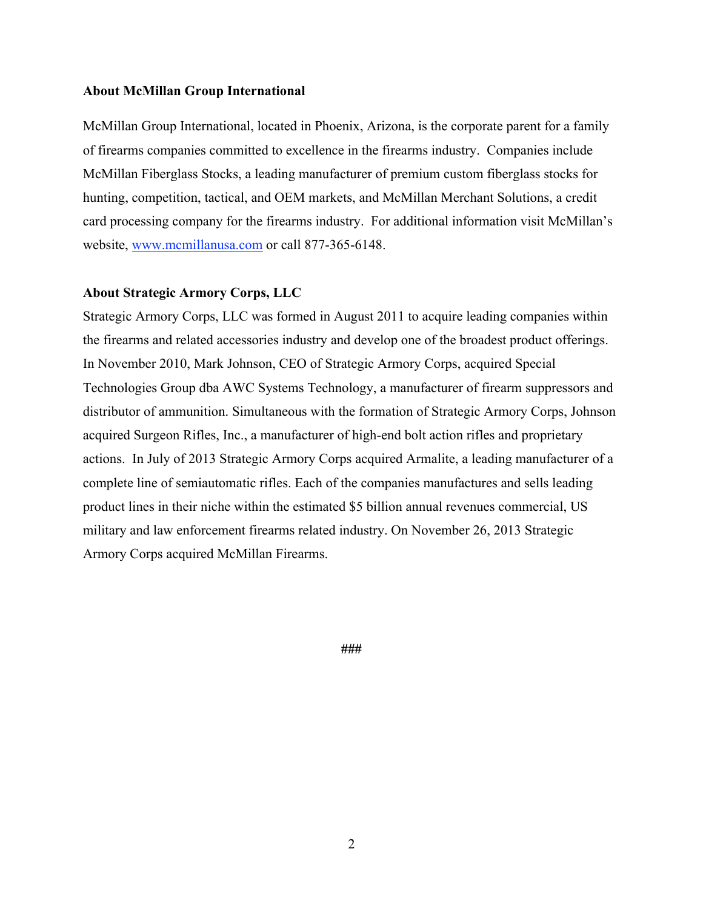**About McMillan Group International**

McMillan Group International, located in Phoenix, Arizona, is the corporate parent for a family of firearms companies committed to excellence in the firearms industry. Companies include McMillan Fiberglass Stocks, a leading manufacturer of premium custom fiberglass stocks for hunting, competition, tactical, and OEM markets, and McMillan Merchant Solutions, a credit card processing company for the firearms industry. For additional information visit McMillan's website, [www.mcmillanusa.com](http://www.mcmillanusa.com) or call 877-365-6148.

**About Strategic Armory Corps, LLC**

Strategic Armory Corps, LLC was formed in August 2011 to acquire leading companies within the firearms and related accessories industry and develop one of the broadest product offerings. In November 2010, Mark Johnson, CEO of Strategic Armory Corps, acquired Special Technologies Group dba AWC Systems Technology, a manufacturer of firearm suppressors and distributor of ammunition. Simultaneous with the formation of Strategic Armory Corps, Johnson acquired Surgeon Rifles, Inc., a manufacturer of high-end bolt action rifles and proprietary actions. In July of 2013 Strategic Armory Corps acquired Armalite, a leading manufacturer of a complete line of semiautomatic rifles. Each of the companies manufactures and sells leading product lines in their niche within the estimated $5 billion annual revenues commercial, US military and law enforcement firearms related industry. On November 26, 2013 Strategic Armory Corps acquired McMillan Firearms.

###